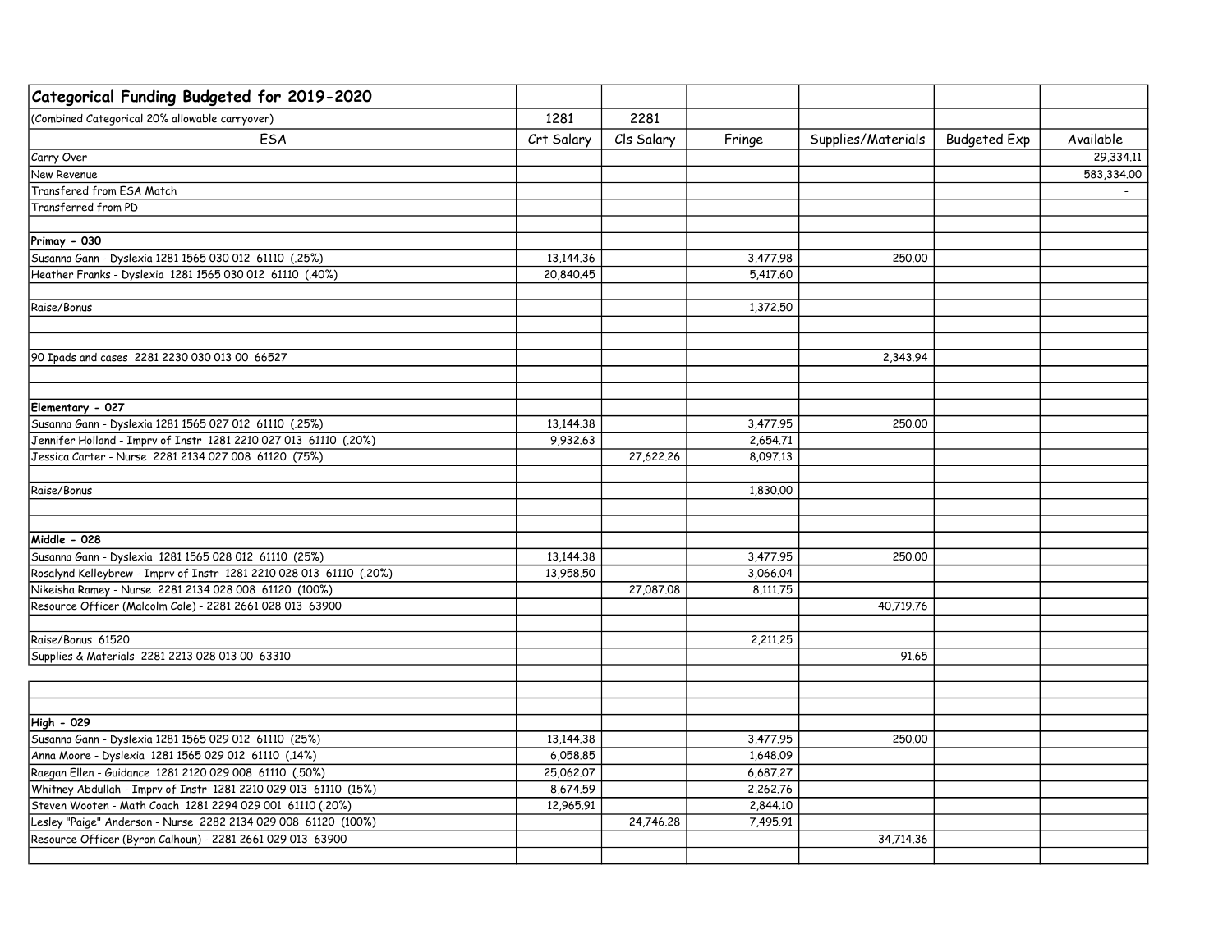| Categorical Funding Budgeted for 2019-2020 | | | | | | |
|---|---|---|---|---|---|---|
| (Combined Categorical 20% allowable carryover) | 1281 | 2281 | | | | |
| ESA | Crt Salary | Cls Salary | Fringe | Supplies/Materials | Budgeted Exp | Available |
| Carry Over | | | | | | 29,334.11 |
| New Revenue | | | | | | 583,334.00 |
| Transfered from ESA Match | | | | | | - |
| Transferred from PD | | | | | | |
| | | | | | | |
| **Primay - 030** | | | | | | |
| Susanna Gann - Dyslexia 1281 1565 030 012 61110 (.25%) | 13,144.36 | | 3,477.98 | 250.00 | | |
| Heather Franks - Dyslexia 1281 1565 030 012 61110 (.40%) | 20,840.45 | | 5,417.60 | | | |
| | | | | | | |
| Raise/Bonus | | | 1,372.50 | | | |
| | | | | | | |
| | | | | | | |
| 90 Ipads and cases 2281 2230 030 013 00 66527 | | | | 2,343.94 | | |
| | | | | | | |
| | | | | | | |
| **Elementary - 027** | | | | | | |
| Susanna Gann - Dyslexia 1281 1565 027 012 61110 (.25%) | 13,144.38 | | 3,477.95 | 250.00 | | |
| Jennifer Holland - Imprv of Instr 1281 2210 027 013 61110 (.20%) | 9,932.63 | | 2,654.71 | | | |
| Jessica Carter - Nurse 2281 2134 027 008 61120 (75%) | | 27,622.26 | 8,097.13 | | | |
| | | | | | | |
| Raise/Bonus | | | 1,830.00 | | | |
| | | | | | | |
| | | | | | | |
| **Middle - 028** | | | | | | |
| Susanna Gann - Dyslexia 1281 1565 028 012 61110 (25%) | 13,144.38 | | 3,477.95 | 250.00 | | |
| Rosalynd Kelleybrew - Imprv of Instr 1281 2210 028 013 61110 (.20%) | 13,958.50 | | 3,066.04 | | | |
| Nikeisha Ramey - Nurse 2281 2134 028 008 61120 (100%) | | 27,087.08 | 8,111.75 | | | |
| Resource Officer (Malcolm Cole) - 2281 2661 028 013 63900 | | | | 40,719.76 | | |
| | | | | | | |
| Raise/Bonus 61520 | | | 2,211.25 | | | |
| Supplies & Materials 2281 2213 028 013 00 63310 | | | | 91.65 | | |
| | | | | | | |
| | | | | | | |
| | | | | | | |
| **High - 029** | | | | | | |
| Susanna Gann - Dyslexia 1281 1565 029 012 61110 (25%) | 13,144.38 | | 3,477.95 | 250.00 | | |
| Anna Moore - Dyslexia 1281 1565 029 012 61110 (.14%) | 6,058.85 | | 1,648.09 | | | |
| Raegan Ellen - Guidance 1281 2120 029 008 61110 (.50%) | 25,062.07 | | 6,687.27 | | | |
| Whitney Abdullah - Imprv of Instr 1281 2210 029 013 61110 (15%) | 8,674.59 | | 2,262.76 | | | |
| Steven Wooten - Math Coach 1281 2294 029 001 61110 (.20%) | 12,965.91 | | 2,844.10 | | | |
| Lesley "Paige" Anderson - Nurse 2282 2134 029 008 61120 (100%) | | 24,746.28 | 7,495.91 | | | |
| Resource Officer (Byron Calhoun) - 2281 2661 029 013 63900 | | | | 34,714.36 | | |
| | | | | | | |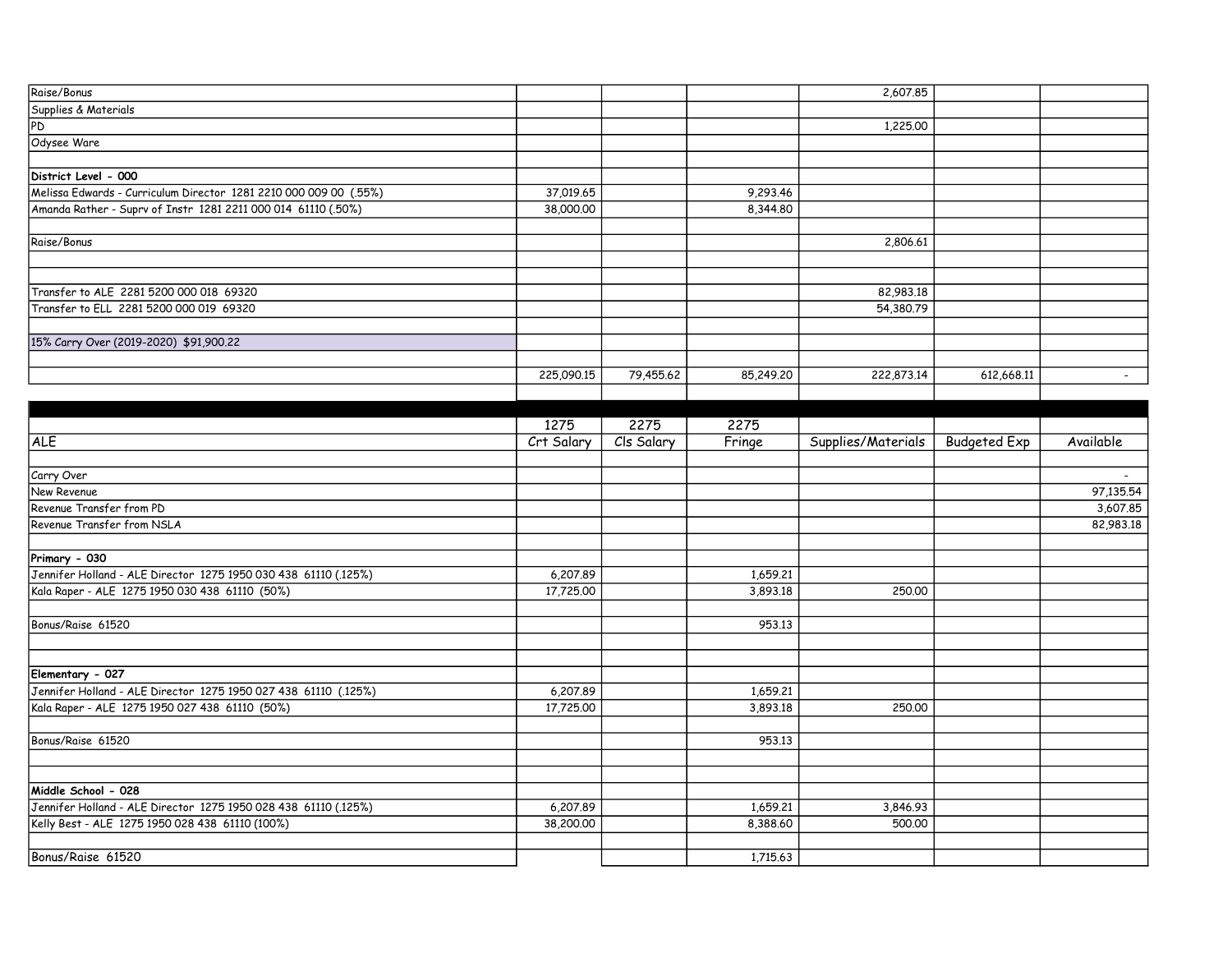| | | | | | | |
|---|---|---|---|---|---|---|
| Raise/Bonus | | | | 2,607.85 | | |
| Supplies & Materials | | | | | | |
| PD | | | | 1,225.00 | | |
| Odysee Ware | | | | | | |
| | | | | | | |
| **District Level - 000** | | | | | | |
| Melissa Edwards - Curriculum Director 1281 2210 000 009 00 (.55%) | 37,019.65 | | 9,293.46 | | | |
| Amanda Rather - Suprv of Instr 1281 2211 000 014 61110 (.50%) | 38,000.00 | | 8,344.80 | | | |
| | | | | | | |
| Raise/Bonus | | | | 2,806.61 | | |
| | | | | | | |
| | | | | | | |
| Transfer to ALE 2281 5200 000 018 69320 | | | | 82,983.18 | | |
| Transfer to ELL 2281 5200 000 019 69320 | | | | 54,380.79 | | |
| | | | | | | |
| 15% Carry Over (2019-2020) $91,900.22 | | | | | | |
| | | | | | | |
| | 225,090.15 | 79,455.62 | 85,249.20 | 222,873.14 | 612,668.11 | - |

| | 1275 | 2275 | 2275 | | | |
|---|---|---|---|---|---|---|
| ALE | Crt Salary | Cls Salary | Fringe | Supplies/Materials | Budgeted Exp | Available |
| | | | | | | |
| Carry Over | | | | | | - |
| New Revenue | | | | | | 97,135.54 |
| Revenue Transfer from PD | | | | | | 3,607.85 |
| Revenue Transfer from NSLA | | | | | | 82,983.18 |
| | | | | | | |
| **Primary - 030** | | | | | | |
| Jennifer Holland - ALE Director 1275 1950 030 438 61110 (.125%) | 6,207.89 | | 1,659.21 | | | |
| Kala Raper - ALE 1275 1950 030 438 61110 (50%) | 17,725.00 | | 3,893.18 | 250.00 | | |
| | | | | | | |
| Bonus/Raise 61520 | | | 953.13 | | | |
| | | | | | | |
| | | | | | | |
| **Elementary - 027** | | | | | | |
| Jennifer Holland - ALE Director 1275 1950 027 438 61110 (.125%) | 6,207.89 | | 1,659.21 | | | |
| Kala Raper - ALE 1275 1950 027 438 61110 (50%) | 17,725.00 | | 3,893.18 | 250.00 | | |
| | | | | | | |
| Bonus/Raise 61520 | | | 953.13 | | | |
| | | | | | | |
| | | | | | | |
| **Middle School - 028** | | | | | | |
| Jennifer Holland - ALE Director 1275 1950 028 438 61110 (.125%) | 6,207.89 | | 1,659.21 | 3,846.93 | | |
| Kelly Best - ALE 1275 1950 028 438 61110 (100%) | 38,200.00 | | 8,388.60 | 500.00 | | |
| | | | | | | |
| Bonus/Raise 61520 | | | 1,715.63 | | | |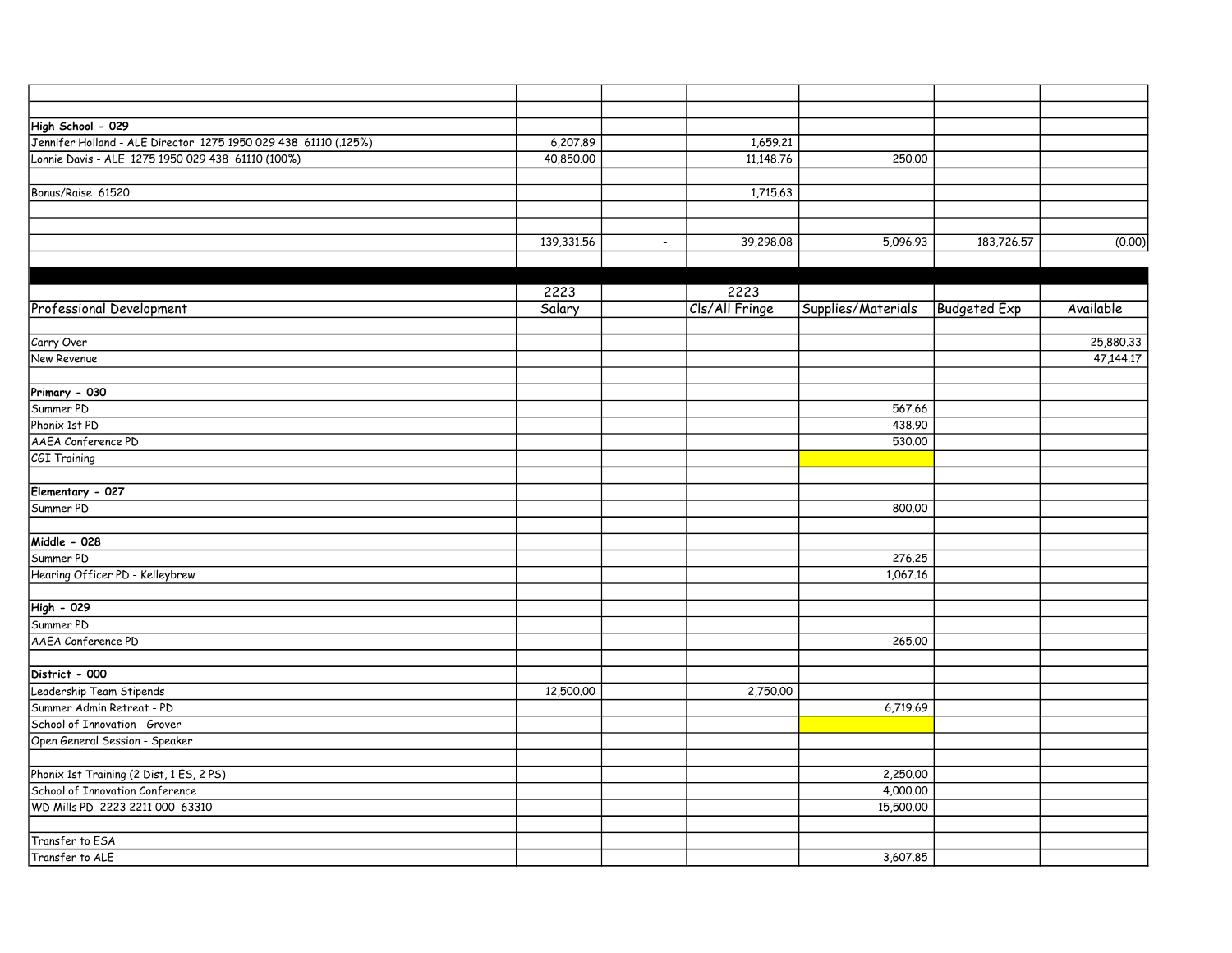| | | | | | | |
|---|---|---|---|---|---|---|
| | | | | | | |
| | | | | | | |
| **High School - 029** | | | | | | |
| Jennifer Holland - ALE Director 1275 1950 029 438 61110 (.125%) | 6,207.89 | | 1,659.21 | | | |
| Lonnie Davis - ALE 1275 1950 029 438 61110 (100%) | 40,850.00 | | 11,148.76 | 250.00 | | |
| | | | | | | |
| Bonus/Raise 61520 | | | 1,715.63 | | | |
| | | | | | | |
| | | | | | | |
| | 139,331.56 | - | 39,298.08 | 5,096.93 | 183,726.57 | (0.00) |
| | | | | | | |
| | | | | | | |
| | 2223 | | 2223 | | | |
| Professional Development | Salary | | Cls/All Fringe | Supplies/Materials | Budgeted Exp | Available |
| | | | | | | |
| Carry Over | | | | | | 25,880.33 |
| New Revenue | | | | | | 47,144.17 |
| | | | | | | |
| **Primary - 030** | | | | | | |
| Summer PD | | | | 567.66 | | |
| Phonix 1st PD | | | | 438.90 | | |
| AAEA Conference PD | | | | 530.00 | | |
| CGI Training | | | | | | |
| | | | | | | |
| **Elementary - 027** | | | | | | |
| Summer PD | | | | 800.00 | | |
| | | | | | | |
| **Middle - 028** | | | | | | |
| Summer PD | | | | 276.25 | | |
| Hearing Officer PD - Kelleybrew | | | | 1,067.16 | | |
| | | | | | | |
| **High - 029** | | | | | | |
| Summer PD | | | | | | |
| AAEA Conference PD | | | | 265.00 | | |
| | | | | | | |
| **District - 000** | | | | | | |
| Leadership Team Stipends | 12,500.00 | | 2,750.00 | | | |
| Summer Admin Retreat - PD | | | | 6,719.69 | | |
| School of Innovation - Grover | | | | | | |
| Open General Session - Speaker | | | | | | |
| | | | | | | |
| Phonix 1st Training (2 Dist, 1 ES, 2 PS) | | | | 2,250.00 | | |
| School of Innovation Conference | | | | 4,000.00 | | |
| WD Mills PD 2223 2211 000 63310 | | | | 15,500.00 | | |
| | | | | | | |
| Transfer to ESA | | | | | | |
| Transfer to ALE | | | | 3,607.85 | | |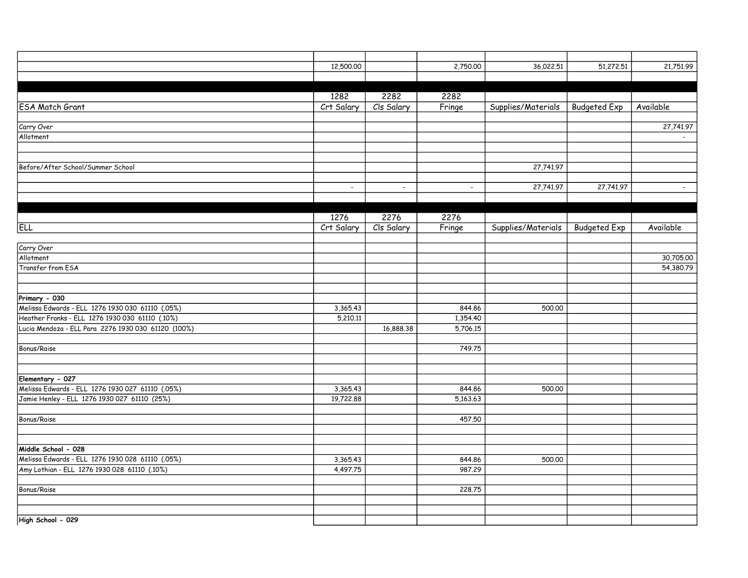| | | | | | | |
|---|---|---|---|---|---|---|
| | 12,500.00 | | 2,750.00 | 36,022.51 | 51,272.51 | 21,751.99 |
| | | | | | | |
| | | | | | | |
| | 1282 | 2282 | 2282 | | | |
| ESA Match Grant | Crt Salary | Cls Salary | Fringe | Supplies/Materials | Budgeted Exp | Available |
| | | | | | | |
| Carry Over | | | | | | 27,741.97 |
| Allotment | | | | | | - |
| | | | | | | |
| | | | | | | |
| Before/After School/Summer School | | | | 27,741.97 | | |
| | | | | | | |
| | - | - | - | 27,741.97 | 27,741.97 | - |
| | | | | | | |
| | | | | | | |
| | 1276 | 2276 | 2276 | | | |
| ELL | Crt Salary | Cls Salary | Fringe | Supplies/Materials | Budgeted Exp | Available |
| | | | | | | |
| Carry Over | | | | | | |
| Allotment | | | | | | 30,705.00 |
| Transfer from ESA | | | | | | 54,380.79 |
| | | | | | | |
| | | | | | | |
| **Primary - 030** | | | | | | |
| Melissa Edwards - ELL 1276 1930 030 61110 (.05%) | 3,365.43 | | 844.86 | 500.00 | | |
| Heather Franks - ELL 1276 1930 030 61110 (.10%) | 5,210.11 | | 1,354.40 | | | |
| Lucia Mendoza - ELL Para 2276 1930 030 61120 (100%) | | 16,888.38 | 5,706.15 | | | |
| | | | | | | |
| Bonus/Raise | | | 749.75 | | | |
| | | | | | | |
| | | | | | | |
| **Elementary - 027** | | | | | | |
| Melissa Edwards - ELL 1276 1930 027 61110 (.05%) | 3,365.43 | | 844.86 | 500.00 | | |
| Jamie Henley - ELL 1276 1930 027 61110 (25%) | 19,722.88 | | 5,163.63 | | | |
| | | | | | | |
| Bonus/Raise | | | 457.50 | | | |
| | | | | | | |
| | | | | | | |
| **Middle School - 028** | | | | | | |
| Melissa Edwards - ELL 1276 1930 028 61110 (.05%) | 3,365.43 | | 844.86 | 500.00 | | |
| Amy Lothian - ELL 1276 1930 028 61110 (.10%) | 4,497.75 | | 987.29 | | | |
| | | | | | | |
| Bonus/Raise | | | 228.75 | | | |
| | | | | | | |
| | | | | | | |
| **High School - 029** | | | | | | |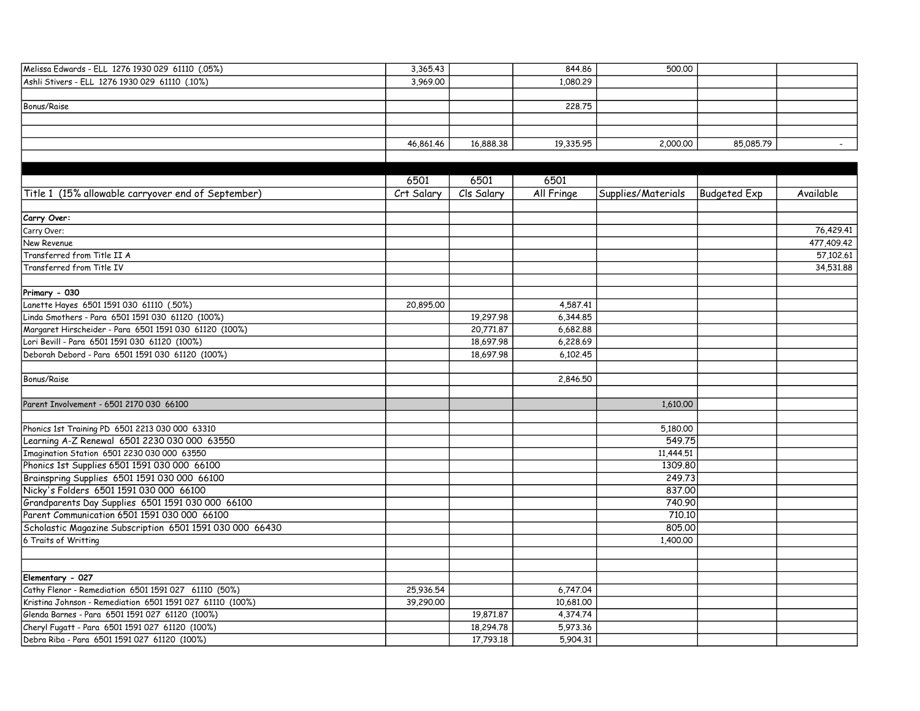| | | | | | | |
|---|---|---|---|---|---|---|
| Melissa Edwards - ELL 1276 1930 029 61110 (.05%) | 3,365.43 | | 844.86 | 500.00 | | |
| Ashli Stivers - ELL 1276 1930 029 61110 (.10%) | 3,969.00 | | 1,080.29 | | | |
| | | | | | | |
| Bonus/Raise | | | 228.75 | | | |
| | | | | | | |
| | | | | | | |
| | 46,861.46 | 16,888.38 | 19,335.95 | 2,000.00 | 85,085.79 | - |

| | 6501 | 6501 | 6501 | | | |
|---|---|---|---|---|---|---|
| **Title 1 (15% allowable carryover end of September)** | **Crt Salary** | **Cls Salary** | **All Fringe** | **Supplies/Materials** | **Budgeted Exp** | **Available** |
| | | | | | | |
| **Carry Over:** | | | | | | |
| Carry Over: | | | | | | 76,429.41 |
| New Revenue | | | | | | 477,409.42 |
| Transferred from Title II A | | | | | | 57,102.61 |
| Transferred from Title IV | | | | | | 34,531.88 |
| | | | | | | |
| **Primary - 030** | | | | | | |
| Lanette Hayes 6501 1591 030 61110 (.50%) | 20,895.00 | | 4,587.41 | | | |
| Linda Smothers - Para 6501 1591 030 61120 (100%) | | 19,297.98 | 6,344.85 | | | |
| Margaret Hirscheider - Para 6501 1591 030 61120 (100%) | | 20,771.87 | 6,682.88 | | | |
| Lori Bevill - Para 6501 1591 030 61120 (100%) | | 18,697.98 | 6,228.69 | | | |
| Deborah Debord - Para 6501 1591 030 61120 (100%) | | 18,697.98 | 6,102.45 | | | |
| | | | | | | |
| Bonus/Raise | | | 2,846.50 | | | |
| | | | | | | |
| Parent Involvement - 6501 2170 030 66100 | | | | 1,610.00 | | |
| | | | | | | |
| Phonics 1st Training PD 6501 2213 030 000 63310 | | | | 5,180.00 | | |
| Learning A-Z Renewal 6501 2230 030 000 63550 | | | | 549.75 | | |
| Imagination Station 6501 2230 030 000 63550 | | | | 11,444.51 | | |
| Phonics 1st Supplies 6501 1591 030 000 66100 | | | | 1309.80 | | |
| Brainspring Supplies 6501 1591 030 000 66100 | | | | 249.73 | | |
| Nicky's Folders 6501 1591 030 000 66100 | | | | 837.00 | | |
| Grandparents Day Supplies 6501 1591 030 000 66100 | | | | 740.90 | | |
| Parent Communication 6501 1591 030 000 66100 | | | | 710.10 | | |
| Scholastic Magazine Subscription 6501 1591 030 000 66430 | | | | 805.00 | | |
| 6 Traits of Writting | | | | 1,400.00 | | |
| | | | | | | |
| | | | | | | |
| **Elementary - 027** | | | | | | |
| Cathy Flenor - Remediation 6501 1591 027 61110 (50%) | 25,936.54 | | 6,747.04 | | | |
| Kristina Johnson - Remediation 6501 1591 027 61110 (100%) | 39,290.00 | | 10,681.00 | | | |
| Glenda Barnes - Para 6501 1591 027 61120 (100%) | | 19,871.87 | 4,374.74 | | | |
| Cheryl Fugatt - Para 6501 1591 027 61120 (100%) | | 18,294.78 | 5,973.36 | | | |
| Debra Riba - Para 6501 1591 027 61120 (100%) | | 17,793.18 | 5,904.31 | | | |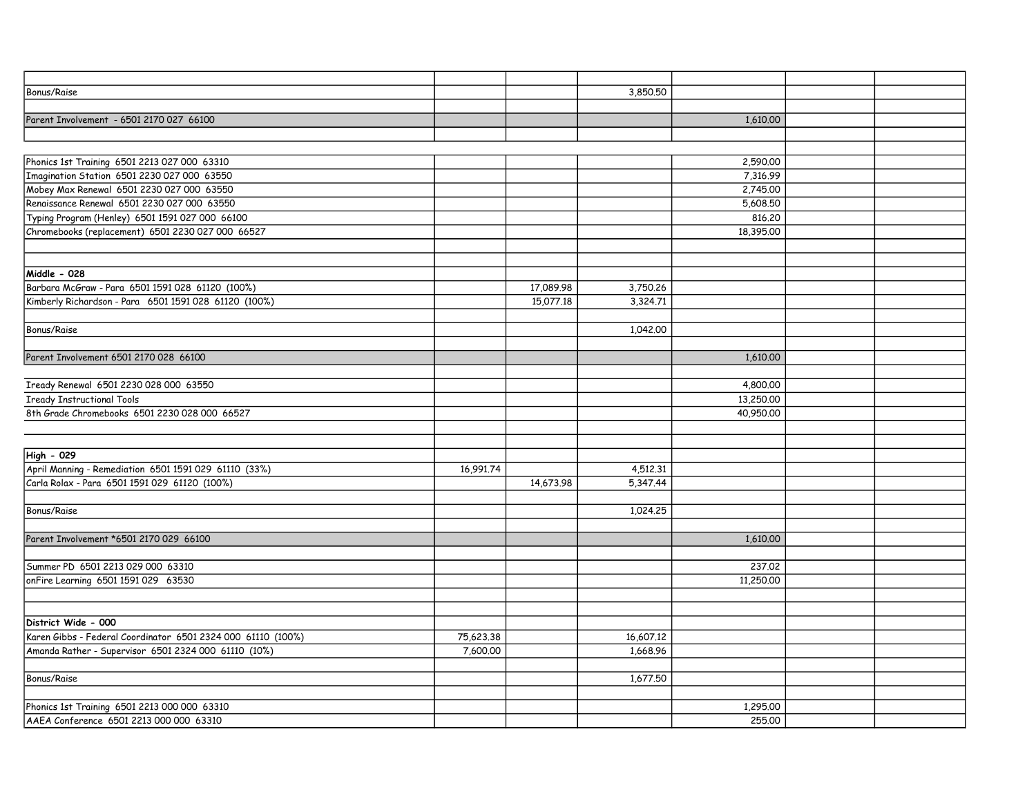| | | | | | | |
|---|---|---|---|---|---|---|
| Bonus/Raise | | | 3,850.50 | | | |
| | | | | | | |
| Parent Involvement - 6501 2170 027 66100 | | | | 1,610.00 | | |
| | | | | | | |
| | | | | | | |
| Phonics 1st Training 6501 2213 027 000 63310 | | | | 2,590.00 | | |
| Imagination Station 6501 2230 027 000 63550 | | | | 7,316.99 | | |
| Mobey Max Renewal 6501 2230 027 000 63550 | | | | 2,745.00 | | |
| Renaissance Renewal 6501 2230 027 000 63550 | | | | 5,608.50 | | |
| Typing Program (Henley) 6501 1591 027 000 66100 | | | | 816.20 | | |
| Chromebooks (replacement) 6501 2230 027 000 66527 | | | | 18,395.00 | | |
| | | | | | | |
| | | | | | | |
| **Middle - 028** | | | | | | |
| Barbara McGraw - Para 6501 1591 028 61120 (100%) | | 17,089.98 | 3,750.26 | | | |
| Kimberly Richardson - Para 6501 1591 028 61120 (100%) | | 15,077.18 | 3,324.71 | | | |
| | | | | | | |
| Bonus/Raise | | | 1,042.00 | | | |
| | | | | | | |
| Parent Involvement 6501 2170 028 66100 | | | | 1,610.00 | | |
| | | | | | | |
| Iready Renewal 6501 2230 028 000 63550 | | | | 4,800.00 | | |
| Iready Instructional Tools | | | | 13,250.00 | | |
| 8th Grade Chromebooks 6501 2230 028 000 66527 | | | | 40,950.00 | | |
| | | | | | | |
| | | | | | | |
| **High - 029** | | | | | | |
| April Manning - Remediation 6501 1591 029 61110 (33%) | 16,991.74 | | 4,512.31 | | | |
| Carla Rolax - Para 6501 1591 029 61120 (100%) | | 14,673.98 | 5,347.44 | | | |
| | | | | | | |
| Bonus/Raise | | | 1,024.25 | | | |
| | | | | | | |
| Parent Involvement *6501 2170 029 66100 | | | | 1,610.00 | | |
| | | | | | | |
| Summer PD 6501 2213 029 000 63310 | | | | 237.02 | | |
| onFire Learning 6501 1591 029 63530 | | | | 11,250.00 | | |
| | | | | | | |
| | | | | | | |
| **District Wide - 000** | | | | | | |
| Karen Gibbs - Federal Coordinator 6501 2324 000 61110 (100%) | 75,623.38 | | 16,607.12 | | | |
| Amanda Rather - Supervisor 6501 2324 000 61110 (10%) | 7,600.00 | | 1,668.96 | | | |
| | | | | | | |
| Bonus/Raise | | | 1,677.50 | | | |
| | | | | | | |
| Phonics 1st Training 6501 2213 000 000 63310 | | | | 1,295.00 | | |
| AAEA Conference 6501 2213 000 000 63310 | | | | 255.00 | | |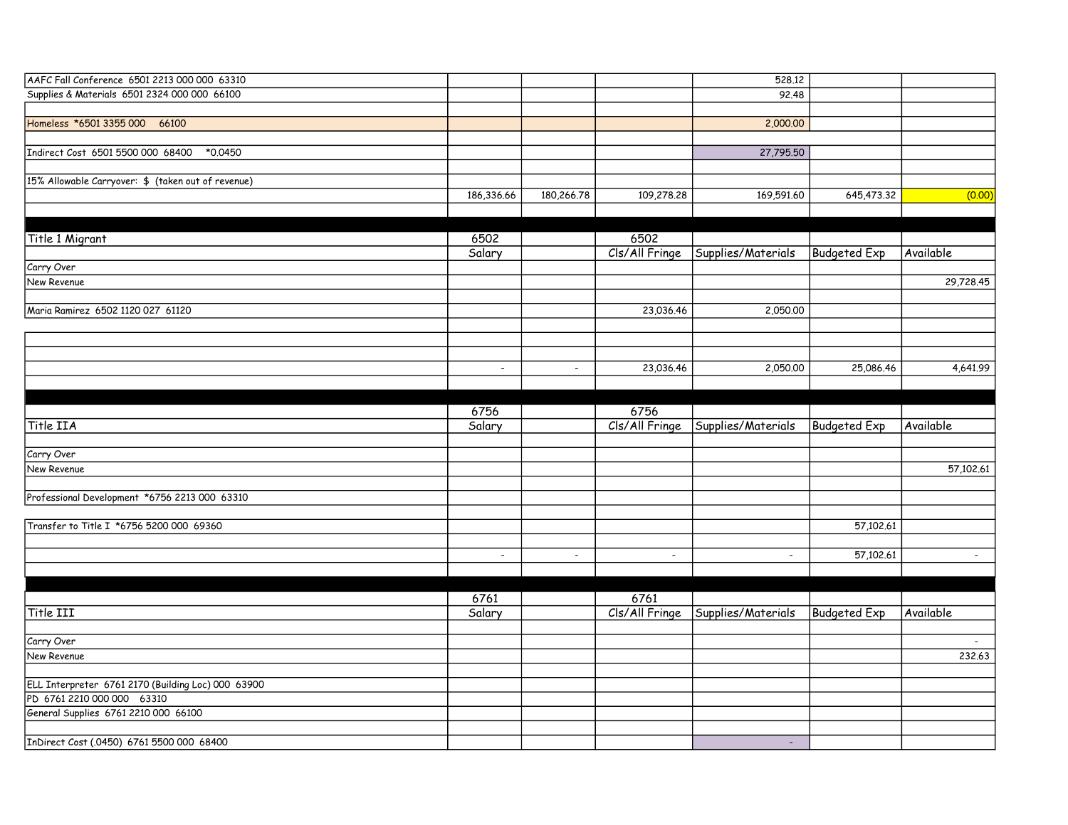| | | | | | | |
|---|---|---|---|---|---|---|
| AAFC Fall Conference 6501 2213 000 000 63310 | | | | 528.12 | | |
| Supplies & Materials 6501 2324 000 000 66100 | | | | 92.48 | | |
| | | | | | | |
| Homeless *6501 3355 000 66100 | | | | 2,000.00 | | |
| | | | | | | |
| Indirect Cost 6501 5500 000 68400 *0.0450 | | | | 27,795.50 | | |
| | | | | | | |
| 15% Allowable Carryover: $ (taken out of revenue) | | | | | | |
| | 186,336.66 | 180,266.78 | 109,278.28 | 169,591.60 | 645,473.32 | (0.00) |

| Title 1 Migrant | 6502 Salary | | 6502 Cls/All Fringe | Supplies/Materials | Budgeted Exp | Available |
|---|---|---|---|---|---|---|
| Carry Over | | | | | | |
| New Revenue | | | | | | 29,728.45 |
| | | | | | | |
| Maria Ramirez 6502 1120 027 61120 | | | 23,036.46 | 2,050.00 | | |
| | | | | | | |
| | | | | | | |
| | | | | | | |
| | - | - | 23,036.46 | 2,050.00 | 25,086.46 | 4,641.99 |

| Title IIA | 6756 Salary | | 6756 Cls/All Fringe | Supplies/Materials | Budgeted Exp | Available |
|---|---|---|---|---|---|---|
| | | | | | | |
| Carry Over | | | | | | |
| New Revenue | | | | | | 57,102.61 |
| | | | | | | |
| Professional Development *6756 2213 000 63310 | | | | | | |
| | | | | | | |
| Transfer to Title I *6756 5200 000 69360 | | | | | 57,102.61 | |
| | | | | | | |
| | - | - | - | - | 57,102.61 | - |

| Title III | 6761 Salary | | 6761 Cls/All Fringe | Supplies/Materials | Budgeted Exp | Available |
|---|---|---|---|---|---|---|
| | | | | | | |
| Carry Over | | | | | | - |
| New Revenue | | | | | | 232.63 |
| | | | | | | |
| ELL Interpreter 6761 2170 (Building Loc) 000 63900 | | | | | | |
| PD 6761 2210 000 000 63310 | | | | | | |
| General Supplies 6761 2210 000 66100 | | | | | | |
| | | | | | | |
| InDirect Cost (.0450) 6761 5500 000 68400 | | | | - | | |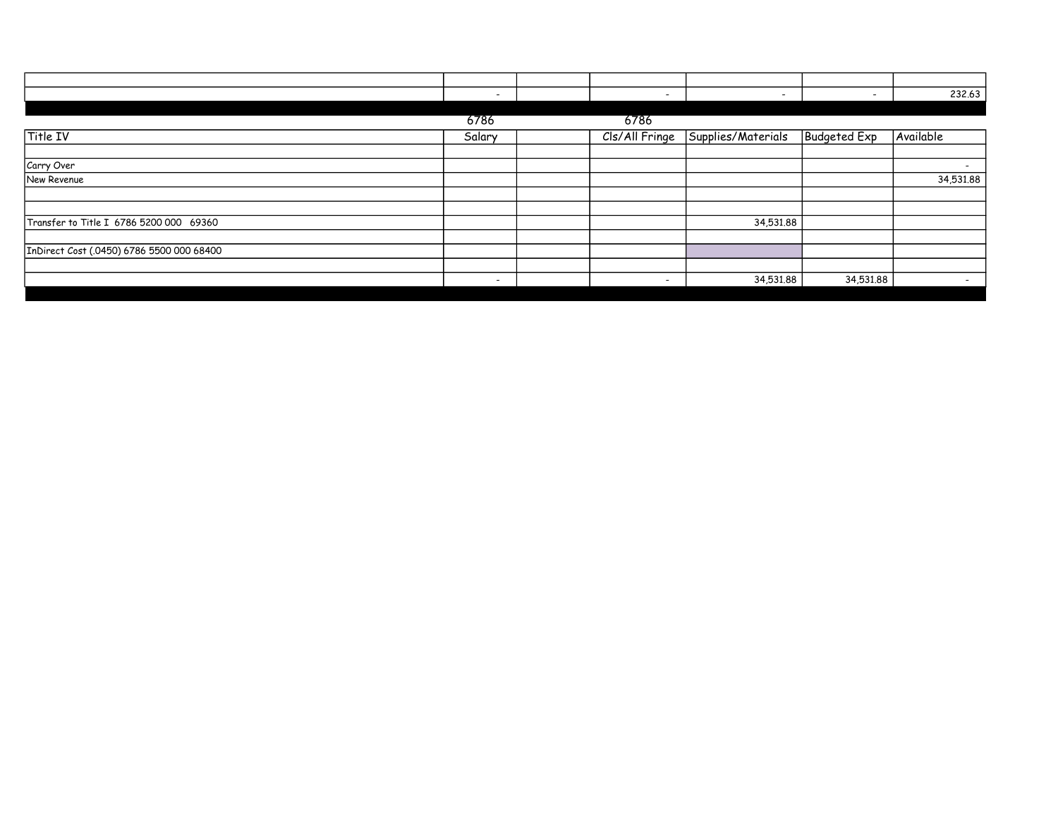| | | | | | | |
|---|---|---|---|---|---|---|
| | | | | | | |
| | - | | - | - | - | 232.63 |

| | 6786 | | 6786 | | | |
|---|---|---|---|---|---|---|
| Title IV | Salary | | Cls/All Fringe | Supplies/Materials | Budgeted Exp | Available |
| | | | | | | |
| Carry Over | | | | | | - |
| New Revenue | | | | | | 34,531.88 |
| | | | | | | |
| | | | | | | |
| Transfer to Title I 6786 5200 000 69360 | | | | 34,531.88 | | |
| | | | | | | |
| InDirect Cost (.0450) 6786 5500 000 68400 | | | | | | |
| | | | | | | |
| | - | | - | 34,531.88 | 34,531.88 | - |